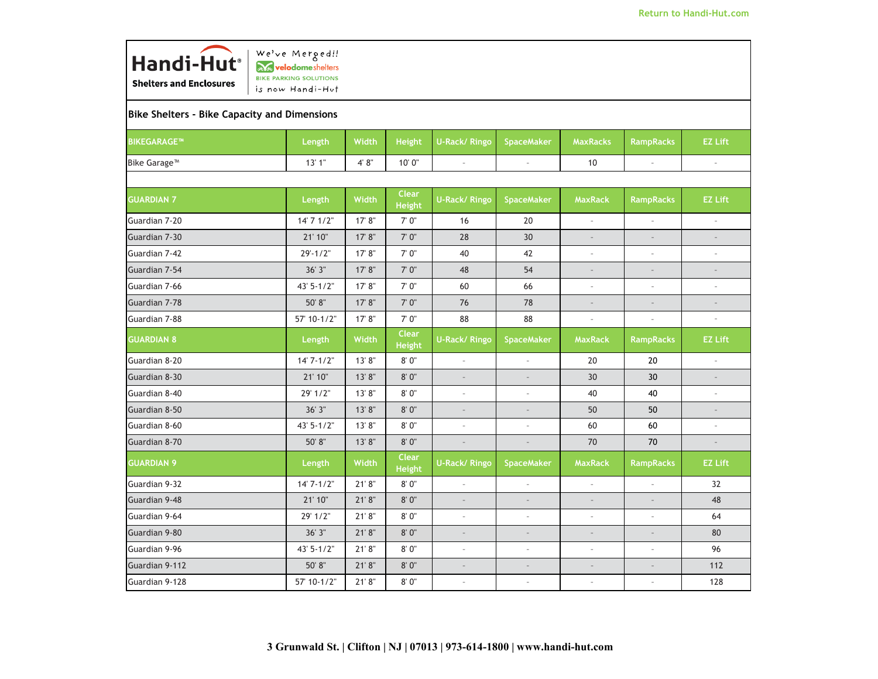Return to Handi-Hut.com

**Handi-Hut®**
**Shelters and Enclosures**

We've Merged!!
velodomeshelters
BIKE PARKING SOLUTIONS
is now Handi-Hut

## Bike Shelters - Bike Capacity and Dimensions

| BIKEGARAGE™ | Length | Width | Height | U-Rack/ Ringo | SpaceMaker | MaxRacks | RampRacks | EZ Lift |
|---|---|---|---|---|---|---|---|---|
| Bike Garage™ | 13' 1" | 4' 8" | 10' 0" | - | - | 10 | - | - |

| GUARDIAN 7 | Length | Width | Clear Height | U-Rack/ Ringo | SpaceMaker | MaxRack | RampRacks | EZ Lift |
|---|---|---|---|---|---|---|---|---|
| Guardian 7-20 | 14' 7 1/2" | 17' 8" | 7' 0" | 16 | 20 | - | - | - |
| Guardian 7-30 | 21' 10" | 17' 8" | 7' 0" | 28 | 30 | - | - | - |
| Guardian 7-42 | 29'-1/2" | 17' 8" | 7' 0" | 40 | 42 | - | - | - |
| Guardian 7-54 | 36' 3" | 17' 8" | 7' 0" | 48 | 54 | - | - | - |
| Guardian 7-66 | 43' 5-1/2" | 17' 8" | 7' 0" | 60 | 66 | - | - | - |
| Guardian 7-78 | 50' 8" | 17' 8" | 7' 0" | 76 | 78 | - | - | - |
| Guardian 7-88 | 57' 10-1/2" | 17' 8" | 7' 0" | 88 | 88 | - | - | - |
| **GUARDIAN 8** | **Length** | **Width** | **Clear Height** | **U-Rack/ Ringo** | **SpaceMaker** | **MaxRack** | **RampRacks** | **EZ Lift** |
| Guardian 8-20 | 14' 7-1/2" | 13' 8" | 8' 0" | - | - | 20 | 20 | - |
| Guardian 8-30 | 21' 10" | 13' 8" | 8' 0" | - | - | 30 | 30 | - |
| Guardian 8-40 | 29' 1/2" | 13' 8" | 8' 0" | - | - | 40 | 40 | - |
| Guardian 8-50 | 36' 3" | 13' 8" | 8' 0" | - | - | 50 | 50 | - |
| Guardian 8-60 | 43' 5-1/2" | 13' 8" | 8' 0" | - | - | 60 | 60 | - |
| Guardian 8-70 | 50' 8" | 13' 8" | 8' 0" | - | - | 70 | 70 | - |
| **GUARDIAN 9** | **Length** | **Width** | **Clear Height** | **U-Rack/ Ringo** | **SpaceMaker** | **MaxRack** | **RampRacks** | **EZ Lift** |
| Guardian 9-32 | 14' 7-1/2" | 21' 8" | 8' 0" | - | - | - | - | 32 |
| Guardian 9-48 | 21' 10" | 21' 8" | 8' 0" | - | - | - | - | 48 |
| Guardian 9-64 | 29' 1/2" | 21' 8" | 8' 0" | - | - | - | - | 64 |
| Guardian 9-80 | 36' 3" | 21' 8" | 8' 0" | - | - | - | - | 80 |
| Guardian 9-96 | 43' 5-1/2" | 21' 8" | 8' 0" | - | - | - | - | 96 |
| Guardian 9-112 | 50' 8" | 21' 8" | 8' 0" | - | - | - | - | 112 |
| Guardian 9-128 | 57' 10-1/2" | 21' 8" | 8' 0" | - | - | - | - | 128 |

**3 Grunwald St. | Clifton | NJ | 07013 | 973-614-1800 | www.handi-hut.com**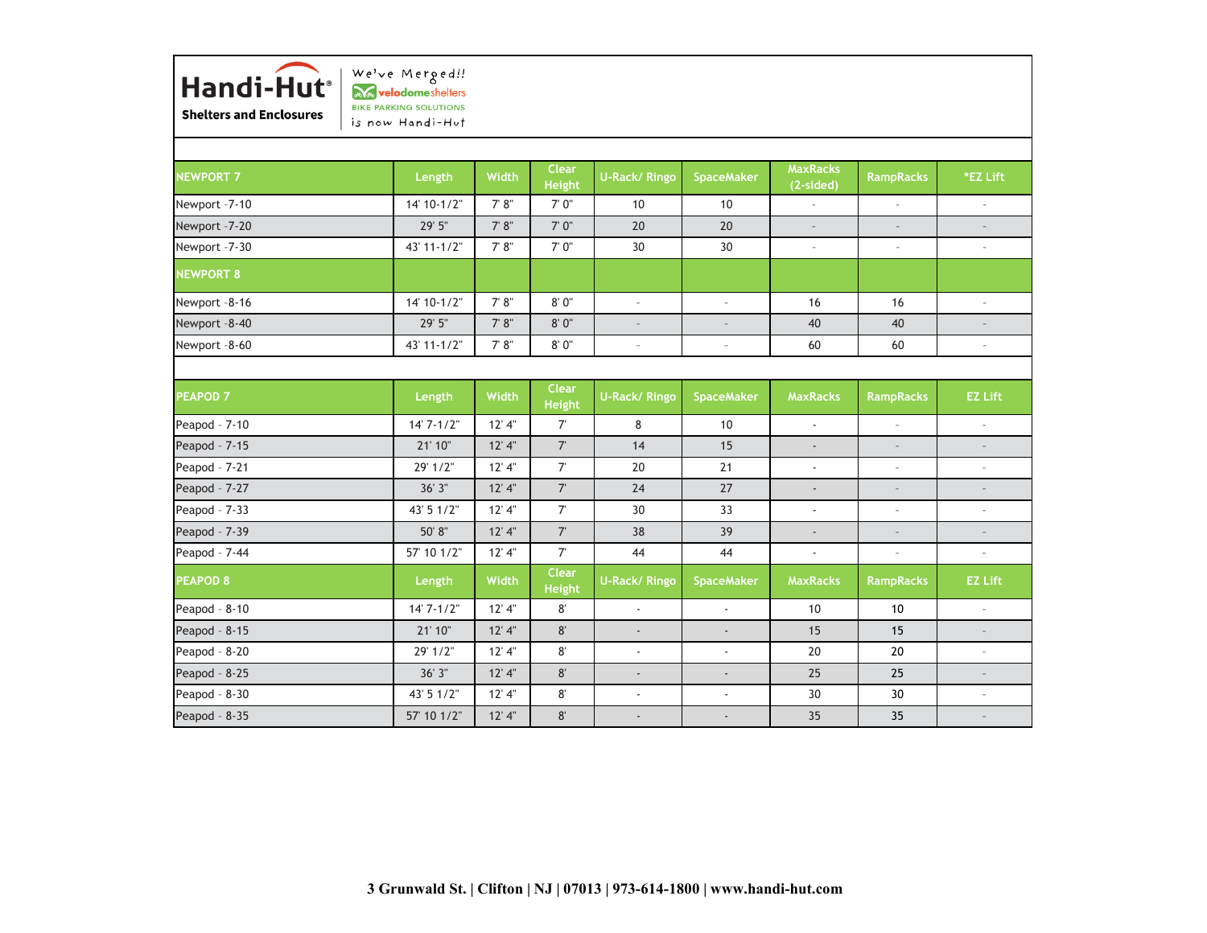**Handi-Hut®**
**Shelters and Enclosures**

We've Merged!! velodomeshelters BIKE PARKING SOLUTIONS is now Handi-Hut

| NEWPORT 7 | Length | Width | Clear Height | U-Rack/ Ringo | SpaceMaker | MaxRacks (2-sided) | RampRacks | *EZ Lift |
| --- | --- | --- | --- | --- | --- | --- | --- | --- |
| Newport -7-10 | 14' 10-1/2" | 7' 8" | 7' 0" | 10 | 10 | - | - | - |
| Newport -7-20 | 29' 5" | 7' 8" | 7' 0" | 20 | 20 | - | - | - |
| Newport -7-30 | 43' 11-1/2" | 7' 8" | 7' 0" | 30 | 30 | - | - | - |
| **NEWPORT 8** | | | | | | | | |
| Newport -8-16 | 14' 10-1/2" | 7' 8" | 8' 0" | - | - | 16 | 16 | - |
| Newport -8-40 | 29' 5" | 7' 8" | 8' 0" | - | - | 40 | 40 | - |
| Newport -8-60 | 43' 11-1/2" | 7' 8" | 8' 0" | - | - | 60 | 60 | - |

| PEAPOD 7 | Length | Width | Clear Height | U-Rack/ Ringo | SpaceMaker | MaxRacks | RampRacks | EZ Lift |
| --- | --- | --- | --- | --- | --- | --- | --- | --- |
| Peapod - 7-10 | 14' 7-1/2" | 12' 4" | 7' | 8 | 10 | - | - | - |
| Peapod - 7-15 | 21' 10" | 12' 4" | 7' | 14 | 15 | - | - | - |
| Peapod - 7-21 | 29' 1/2" | 12' 4" | 7' | 20 | 21 | - | - | - |
| Peapod - 7-27 | 36' 3" | 12' 4" | 7' | 24 | 27 | - | - | - |
| Peapod - 7-33 | 43' 5 1/2" | 12' 4" | 7' | 30 | 33 | - | - | - |
| Peapod - 7-39 | 50' 8" | 12' 4" | 7' | 38 | 39 | - | - | - |
| Peapod - 7-44 | 57' 10 1/2" | 12' 4" | 7' | 44 | 44 | - | - | - |
| **PEAPOD 8** | **Length** | **Width** | **Clear Height** | **U-Rack/ Ringo** | **SpaceMaker** | **MaxRacks** | **RampRacks** | **EZ Lift** |
| Peapod - 8-10 | 14' 7-1/2" | 12' 4" | 8' | - | - | 10 | 10 | - |
| Peapod - 8-15 | 21' 10" | 12' 4" | 8' | - | - | 15 | 15 | - |
| Peapod - 8-20 | 29' 1/2" | 12' 4" | 8' | - | - | 20 | 20 | - |
| Peapod - 8-25 | 36' 3" | 12' 4" | 8' | - | - | 25 | 25 | - |
| Peapod - 8-30 | 43' 5 1/2" | 12' 4" | 8' | - | - | 30 | 30 | - |
| Peapod - 8-35 | 57' 10 1/2" | 12' 4" | 8' | - | - | 35 | 35 | - |

**3 Grunwald St. | Clifton | NJ | 07013 | 973-614-1800 | www.handi-hut.com**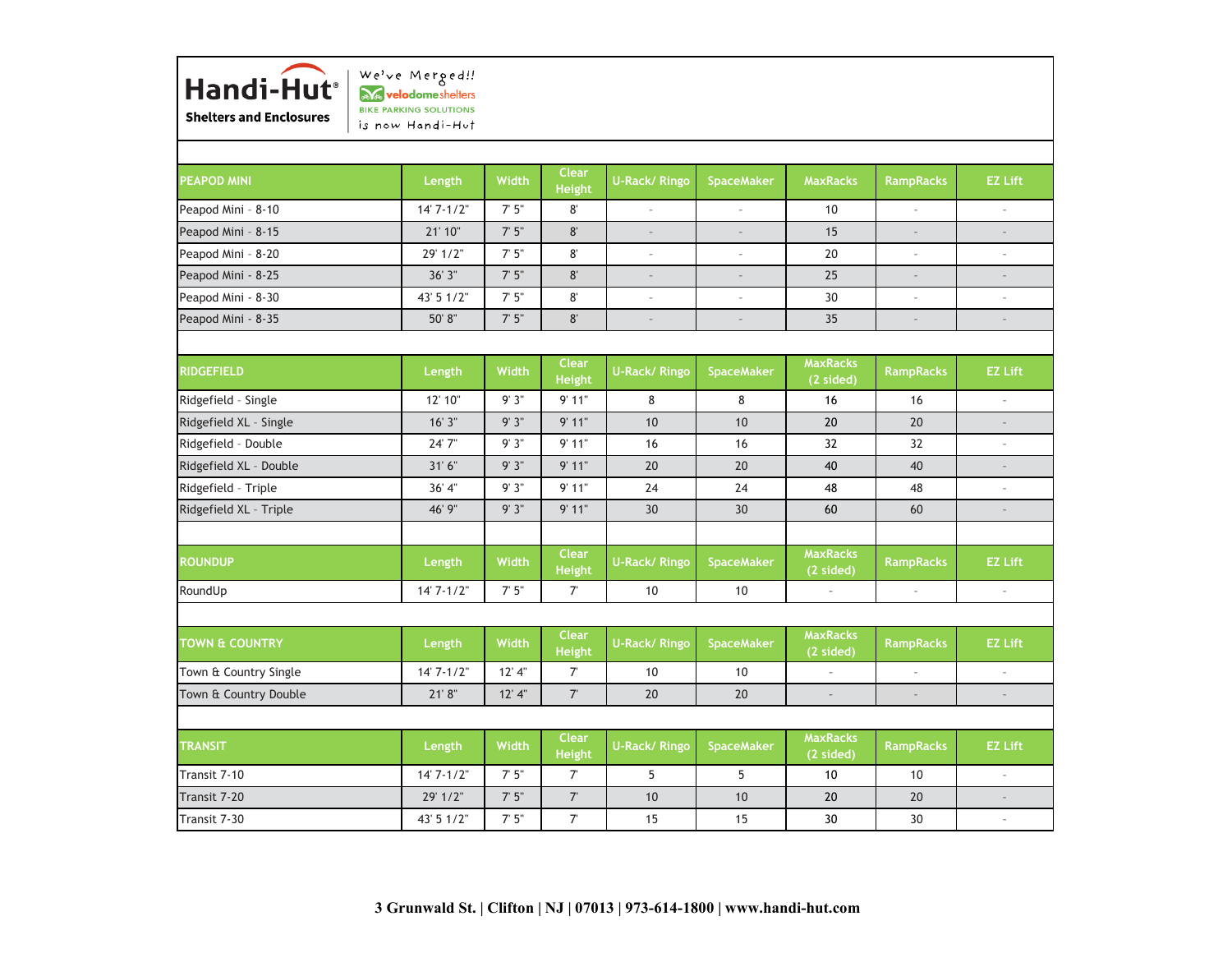Handi-Hut® Shelters and Enclosures

We've Merged!! velodomeshelters BIKE PARKING SOLUTIONS is now Handi-Hut

| PEAPOD MINI | Length | Width | Clear Height | U-Rack/ Ringo | SpaceMaker | MaxRacks | RampRacks | EZ Lift |
|---|---|---|---|---|---|---|---|---|
| Peapod Mini - 8-10 | 14' 7-1/2" | 7' 5" | 8' | - | - | 10 | - | - |
| Peapod Mini - 8-15 | 21' 10" | 7' 5" | 8' | - | - | 15 | - | - |
| Peapod Mini - 8-20 | 29' 1/2" | 7' 5" | 8' | - | - | 20 | - | - |
| Peapod Mini - 8-25 | 36' 3" | 7' 5" | 8' | - | - | 25 | - | - |
| Peapod Mini - 8-30 | 43' 5 1/2" | 7' 5" | 8' | - | - | 30 | - | - |
| Peapod Mini - 8-35 | 50' 8" | 7' 5" | 8' | - | - | 35 | - | - |

| RIDGEFIELD | Length | Width | Clear Height | U-Rack/ Ringo | SpaceMaker | MaxRacks (2 sided) | RampRacks | EZ Lift |
|---|---|---|---|---|---|---|---|---|
| Ridgefield - Single | 12' 10" | 9' 3" | 9' 11" | 8 | 8 | 16 | 16 | - |
| Ridgefield XL - Single | 16' 3" | 9' 3" | 9' 11" | 10 | 10 | 20 | 20 | - |
| Ridgefield - Double | 24' 7" | 9' 3" | 9' 11" | 16 | 16 | 32 | 32 | - |
| Ridgefield XL - Double | 31' 6" | 9' 3" | 9' 11" | 20 | 20 | 40 | 40 | - |
| Ridgefield - Triple | 36' 4" | 9' 3" | 9' 11" | 24 | 24 | 48 | 48 | - |
| Ridgefield XL - Triple | 46' 9" | 9' 3" | 9' 11" | 30 | 30 | 60 | 60 | - |

| ROUNDUP | Length | Width | Clear Height | U-Rack/ Ringo | SpaceMaker | MaxRacks (2 sided) | RampRacks | EZ Lift |
|---|---|---|---|---|---|---|---|---|
| RoundUp | 14' 7-1/2" | 7' 5" | 7' | 10 | 10 | - | - | - |

| TOWN & COUNTRY | Length | Width | Clear Height | U-Rack/ Ringo | SpaceMaker | MaxRacks (2 sided) | RampRacks | EZ Lift |
|---|---|---|---|---|---|---|---|---|
| Town & Country Single | 14' 7-1/2" | 12' 4" | 7' | 10 | 10 | - | - | - |
| Town & Country Double | 21' 8" | 12' 4" | 7' | 20 | 20 | - | - | - |

| TRANSIT | Length | Width | Clear Height | U-Rack/ Ringo | SpaceMaker | MaxRacks (2 sided) | RampRacks | EZ Lift |
|---|---|---|---|---|---|---|---|---|
| Transit 7-10 | 14' 7-1/2" | 7' 5" | 7' | 5 | 5 | 10 | 10 | - |
| Transit 7-20 | 29' 1/2" | 7' 5" | 7' | 10 | 10 | 20 | 20 | - |
| Transit 7-30 | 43' 5 1/2" | 7' 5" | 7' | 15 | 15 | 30 | 30 | - |

**3 Grunwald St. | Clifton | NJ | 07013 | 973-614-1800 | www.handi-hut.com**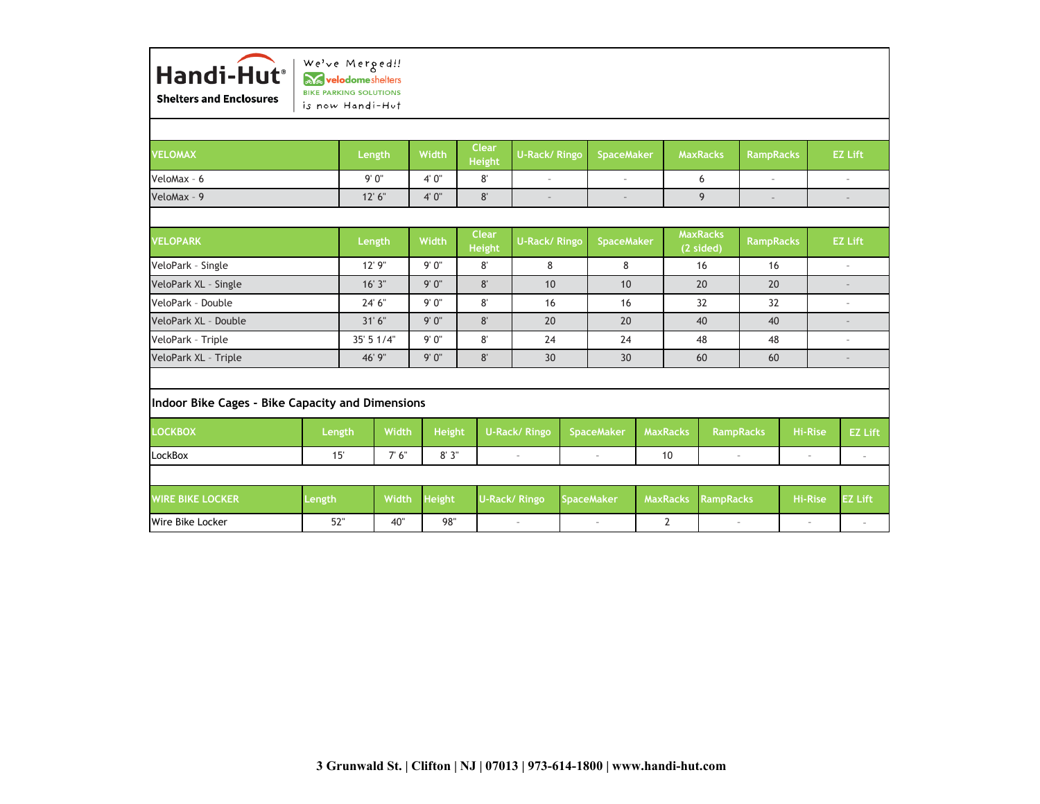**Handi-Hut®**
**Shelters and Enclosures**

We've Merged!!
velodomeshelters
BIKE PARKING SOLUTIONS
is now Handi-Hut

| VELOMAX | Length | Width | Clear Height | U-Rack/ Ringo | SpaceMaker | MaxRacks | RampRacks | EZ Lift |
|---|---|---|---|---|---|---|---|---|
| VeloMax - 6 | 9' 0" | 4' 0" | 8' | - | - | 6 | - | - |
| VeloMax - 9 | 12' 6" | 4' 0" | 8' | - | - | 9 | - | - |

| VELOPARK | Length | Width | Clear Height | U-Rack/ Ringo | SpaceMaker | MaxRacks (2 sided) | RampRacks | EZ Lift |
|---|---|---|---|---|---|---|---|---|
| VeloPark - Single | 12' 9" | 9' 0" | 8' | 8 | 8 | 16 | 16 | - |
| VeloPark XL - Single | 16' 3" | 9' 0" | 8' | 10 | 10 | 20 | 20 | - |
| VeloPark - Double | 24' 6" | 9' 0" | 8' | 16 | 16 | 32 | 32 | - |
| VeloPark XL - Double | 31' 6" | 9' 0" | 8' | 20 | 20 | 40 | 40 | - |
| VeloPark - Triple | 35' 5 1/4" | 9' 0" | 8' | 24 | 24 | 48 | 48 | - |
| VeloPark XL - Triple | 46' 9" | 9' 0" | 8' | 30 | 30 | 60 | 60 | - |

## Indoor Bike Cages - Bike Capacity and Dimensions

| LOCKBOX | Length | Width | Height | U-Rack/ Ringo | SpaceMaker | MaxRacks | RampRacks | Hi-Rise | EZ Lift |
|---|---|---|---|---|---|---|---|---|---|
| LockBox | 15' | 7' 6" | 8' 3" | - | - | 10 | - | - | - |

| WIRE BIKE LOCKER | Length | Width | Height | U-Rack/ Ringo | SpaceMaker | MaxRacks | RampRacks | Hi-Rise | EZ Lift |
|---|---|---|---|---|---|---|---|---|---|
| Wire Bike Locker | 52" | 40" | 98" | - | - | 2 | - | - | - |

**3 Grunwald St. | Clifton | NJ | 07013 | 973-614-1800 | www.handi-hut.com**